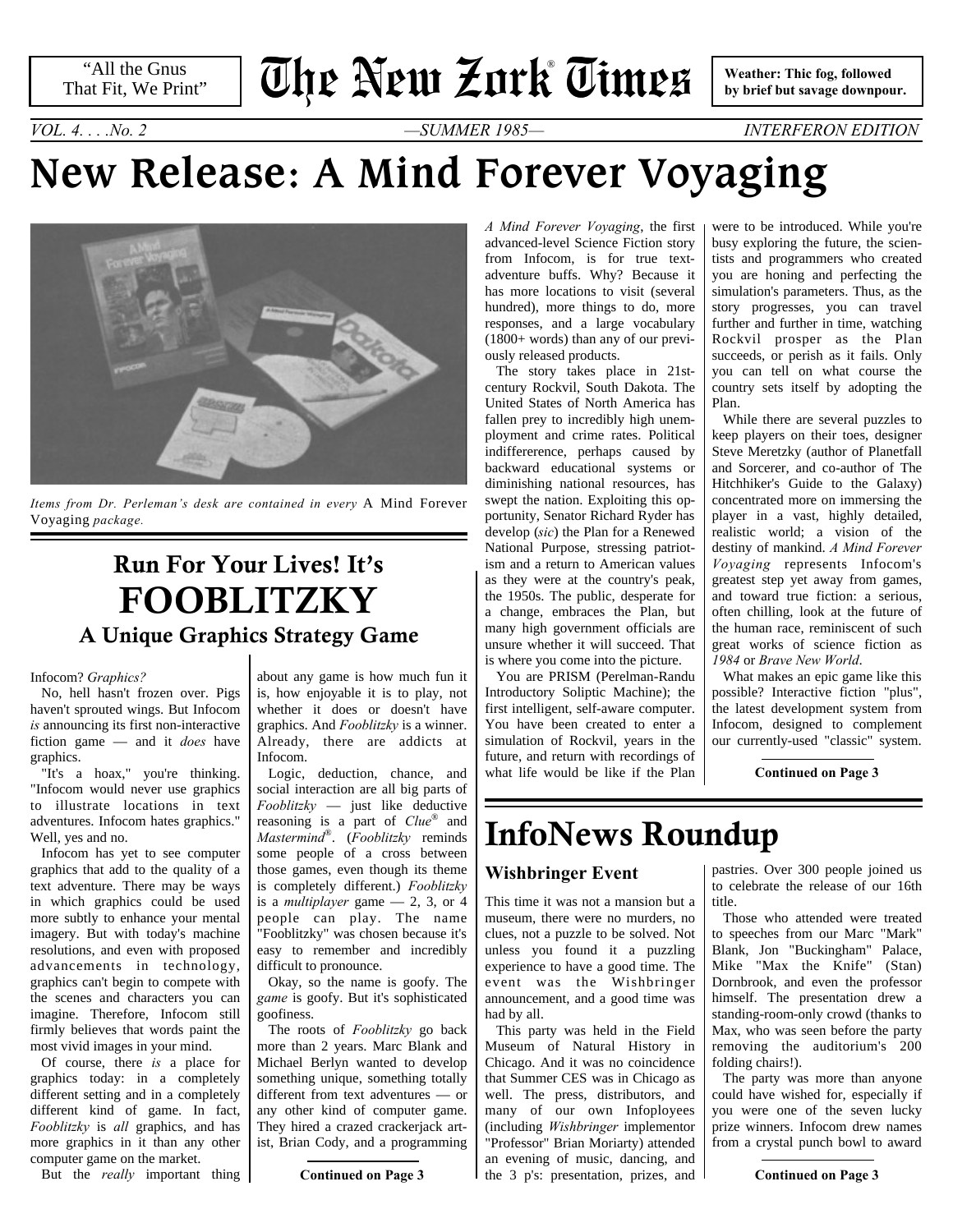"All the Gnus That Fit, We Print"

# The New Zork® Times

**Weather: Thic fog, followed by brief but savage downpour.**

*VOL. 4. . . .No. 2* — *—SUMMER 1985—* — *INTERFERON EDITION*

# New Release: A Mind Forever Voyaging

*Items from Dr. Perleman's desk are contained in every* A Mind Forever Voyaging *package.*

*A Mind Forever Voyaging*, the first advanced-level Science Fiction story from Infocom, is for true text-adventure buffs. Why? Because it has more locations to visit (several hundred), more things to do, more responses, and a large vocabulary (1800+ words) than any of our previously released products.

The story takes place in 21st-century Rockvil, South Dakota. The United States of North America has fallen prey to incredibly high unemployment and crime rates. Political indiffererence, perhaps caused by backward educational systems or diminishing national resources, has swept the nation. Exploiting this opportunity, Senator Richard Ryder has develop (*sic*) the Plan for a Renewed National Purpose, stressing patriotism and a return to American values as they were at the country's peak, the 1950s. The public, desperate for a change, embraces the Plan, but many high government officials are unsure whether it will succeed. That is where you come into the picture.

You are PRISM (Perelman-Randu Introductory Soliptic Machine); the first intelligent, self-aware computer. You have been created to enter a simulation of Rockvil, years in the future, and return with recordings of what life would be like if the Plan were to be introduced. While you're busy exploring the future, the scientists and programmers who created you are honing and perfecting the simulation's parameters. Thus, as the story progresses, you can travel further and further in time, watching Rockvil prosper as the Plan succeeds, or perish as it fails. Only you can tell on what course the country sets itself by adopting the Plan.

While there are several puzzles to keep players on their toes, designer Steve Meretzky (author of Planetfall and Sorcerer, and co-author of The Hitchhiker's Guide to the Galaxy) concentrated more on immersing the player in a vast, highly detailed, realistic world; a vision of the destiny of mankind. *A Mind Forever Voyaging* represents Infocom's greatest step yet away from games, and toward true fiction: a serious, often chilling, look at the future of the human race, reminiscent of such great works of science fiction as *1984* or *Brave New World*.

What makes an epic game like this possible? Interactive fiction "plus", the latest development system from Infocom, designed to complement our currently-used "classic" system.

**Continued on Page 3**

## Run For Your Lives! It's FOOBLITZKY

### A Unique Graphics Strategy Game

Infocom? *Graphics?*

No, hell hasn't frozen over. Pigs haven't sprouted wings. But Infocom *is* announcing its first non-interactive fiction game — and it *does* have graphics.

"It's a hoax," you're thinking. "Infocom would never use graphics to illustrate locations in text adventures. Infocom hates graphics." Well, yes and no.

Infocom has yet to see computer graphics that add to the quality of a text adventure. There may be ways in which graphics could be used more subtly to enhance your mental imagery. But with today's machine resolutions, and even with proposed advancements in technology, graphics can't begin to compete with the scenes and characters you can imagine. Therefore, Infocom still firmly believes that words paint the most vivid images in your mind.

Of course, there *is* a place for graphics today: in a completely different setting and in a completely different kind of game. In fact, *Fooblitzky* is *all* graphics, and has more graphics in it than any other computer game on the market.

But the *really* important thing about any game is how much fun it is, how enjoyable it is to play, not whether it does or doesn't have graphics. And *Fooblitzky* is a winner. Already, there are addicts at Infocom.

Logic, deduction, chance, and social interaction are all big parts of *Fooblitzky* — just like deductive reasoning is a part of *Clue*® and *Mastermind*®. (*Fooblitzky* reminds some people of a cross between those games, even though its theme is completely different.) *Fooblitzky* is a *multiplayer* game — 2, 3, or 4 people can play. The name "Fooblitzky" was chosen because it's easy to remember and incredibly difficult to pronounce.

Okay, so the name is goofy. The *game* is goofy. But it's sophisticated goofiness.

The roots of *Fooblitzky* go back more than 2 years. Marc Blank and Michael Berlyn wanted to develop something unique, something totally different from text adventures — or any other kind of computer game. They hired a crazed crackerjack artist, Brian Cody, and a programming

**Continued on Page 3**

# InfoNews Roundup

### Wishbringer Event

This time it was not a mansion but a museum, there were no murders, no clues, not a puzzle to be solved. Not unless you found it a puzzling experience to have a good time. The event was the Wishbringer announcement, and a good time was had by all.

This party was held in the Field Museum of Natural History in Chicago. And it was no coincidence that Summer CES was in Chicago as well. The press, distributors, and many of our own Infopleyees (including *Wishbringer* implementor "Professor" Brian Moriarty) attended an evening of music, dancing, and the 3 p's: presentation, prizes, and pastries. Over 300 people joined us to celebrate the release of our 16th title.

Those who attended were treated to speeches from our Marc "Mark" Blank, Jon "Buckingham" Palace, Mike "Max the Knife" (Stan) Dornbrook, and even the professor himself. The presentation drew a standing-room-only crowd (thanks to Max, who was seen before the party removing the auditorium's 200 folding chairs!).

The party was more than anyone could have wished for, especially if you were one of the seven lucky prize winners. Infocom drew names from a crystal punch bowl to award

**Continued on Page 3**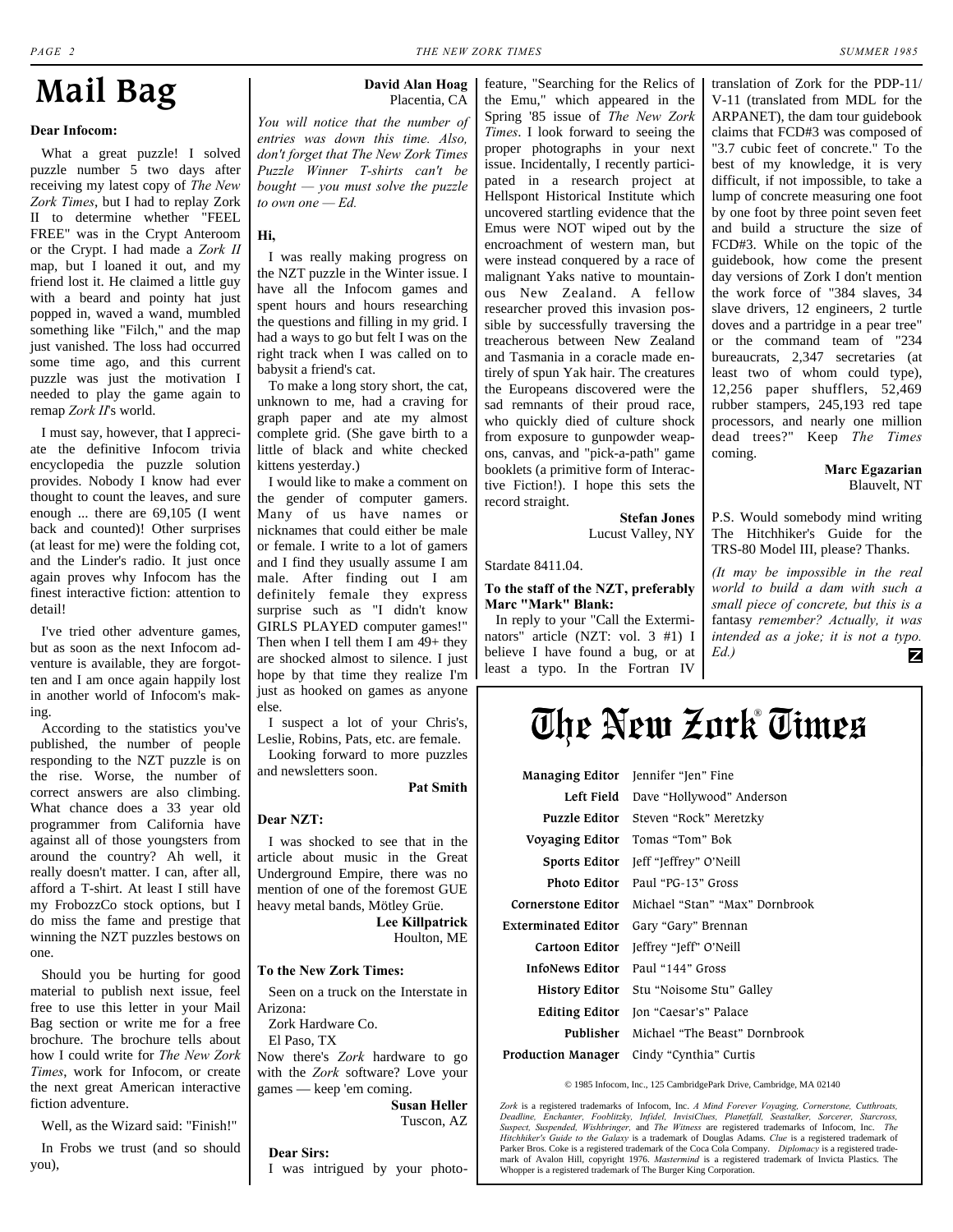# Mail Bag

**Dear Infocom:**

What a great puzzle! I solved puzzle number 5 two days after receiving my latest copy of *The New Zork Times*, but I had to replay Zork II to determine whether "FEEL FREE" was in the Crypt Anteroom or the Crypt. I had made a *Zork II* map, but I loaned it out, and my friend lost it. He claimed a little guy with a beard and pointy hat just popped in, waved a wand, mumbled something like "Filch," and the map just vanished. The loss had occurred some time ago, and this current puzzle was just the motivation I needed to play the game again to remap *Zork II*'s world.

I must say, however, that I appreciate the definitive Infocom trivia encyclopedia the puzzle solution provides. Nobody I know had ever thought to count the leaves, and sure enough ... there are 69,105 (I went back and counted)! Other surprises (at least for me) were the folding cot, and the Linder's radio. It just once again proves why Infocom has the finest interactive fiction: attention to detail!

I've tried other adventure games, but as soon as the next Infocom adventure is available, they are forgotten and I am once again happily lost in another world of Infocom's making.

According to the statistics you've published, the number of people responding to the NZT puzzle is on the rise. Worse, the number of correct answers are also climbing. What chance does a 33 year old programmer from California have against all of those youngsters from around the country? Ah well, it really doesn't matter. I can, after all, afford a T-shirt. At least I still have my FrobozzCo stock options, but I do miss the fame and prestige that winning the NZT puzzles bestows on one.

Should you be hurting for good material to publish next issue, feel free to use this letter in your Mail Bag section or write me for a free brochure. The brochure tells about how I could write for *The New Zork Times*, work for Infocom, or create the next great American interactive fiction adventure.

Well, as the Wizard said: "Finish!"

In Frobs we trust (and so should you),

**David Alan Hoag**
Placentia, CA

*You will notice that the number of entries was down this time. Also, don't forget that The New Zork Times Puzzle Winner T-shirts can't be bought — you must solve the puzzle to own one — Ed.*

**Hi,**

I was really making progress on the NZT puzzle in the Winter issue. I have all the Infocom games and spent hours and hours researching the questions and filling in my grid. I had a ways to go but felt I was on the right track when I was called on to babysit a friend's cat.

To make a long story short, the cat, unknown to me, had a craving for graph paper and ate my almost complete grid. (She gave birth to a little of black and white checked kittens yesterday.)

I would like to make a comment on the gender of computer gamers. Many of us have names or nicknames that could either be male or female. I write to a lot of gamers and I find they usually assume I am male. After finding out I am definitely female they express surprise such as "I didn't know GIRLS PLAYED computer games!" Then when I tell them I am 49+ they are shocked almost to silence. I just hope by that time they realize I'm just as hooked on games as anyone else.

I suspect a lot of your Chris's, Leslie, Robins, Pats, etc. are female.

Looking forward to more puzzles and newsletters soon.

**Pat Smith**

**Dear NZT:**

I was shocked to see that in the article about music in the Great Underground Empire, there was no mention of one of the foremost GUE heavy metal bands, Mötley Grüe.

**Lee Killpatrick**
Houlton, ME

**To the New Zork Times:**

Seen on a truck on the Interstate in Arizona:

Zork Hardware Co.
El Paso, TX

Now there's *Zork* hardware to go with the *Zork* software? Love your games — keep 'em coming.

**Susan Heller**
Tuscon, AZ

**Dear Sirs:**

I was intrigued by your photo-feature, "Searching for the Relics of the Emu," which appeared in the Spring '85 issue of *The New Zork Times*. I look forward to seeing the proper photographs in your next issue. Incidentally, I recently participated in a research project at Hellspont Historical Institute which uncovered startling evidence that the Emus were NOT wiped out by the encroachment of western man, but were instead conquered by a race of malignant Yaks native to mountainous New Zealand. A fellow researcher proved this invasion possible by successfully traversing the treacherous between New Zealand and Tasmania in a coracle made entirely of spun Yak hair. The creatures the Europeans discovered were the sad remnants of their proud race, who quickly died of culture shock from exposure to gunpowder weapons, canvas, and "pick-a-path" game booklets (a primitive form of Interactive Fiction!). I hope this sets the record straight.

**Stefan Jones**
Lucust Valley, NY

Stardate 8411.04.

**To the staff of the NZT, preferably Marc "Mark" Blank:**

In reply to your "Call the Exterminators" article (NZT: vol. 3 #1) I believe I have found a bug, or at least a typo. In the Fortran IV translation of Zork for the PDP-11/V-11 (translated from MDL for the ARPANET), the dam tour guidebook claims that FCD#3 was composed of "3.7 cubic feet of concrete." To the best of my knowledge, it is very difficult, if not impossible, to take a lump of concrete measuring one foot by one foot by three point seven feet and build a structure the size of FCD#3. While on the topic of the guidebook, how come the present day versions of Zork I don't mention the work force of "384 slaves, 34 slave drivers, 12 engineers, 2 turtle doves and a partridge in a pear tree" or the command team of "234 bureaucrats, 2,347 secretaries (at least two of whom could type), 12,256 paper shufflers, 52,469 rubber stampers, 245,193 red tape processors, and nearly one million dead trees?" Keep *The Times* coming.

**Marc Egazarian**
Blauvelt, NT

P.S. Would somebody mind writing The Hitchhiker's Guide for the TRS-80 Model III, please? Thanks.

*(It may be impossible in the real world to build a dam with such a small piece of concrete, but this is a* fantasy *remember? Actually, it was intended as a joke; it is not a typo. Ed.)*

---

# The New Zork® Times

| | |
|---|---|
| **Managing Editor** | Jennifer "Jen" Fine |
| **Left Field** | Dave "Hollywood" Anderson |
| **Puzzle Editor** | Steven "Rock" Meretzky |
| **Voyaging Editor** | Tomas "Tom" Bok |
| **Sports Editor** | Jeff "Jeffrey" O'Neill |
| **Photo Editor** | Paul "PG-13" Gross |
| **Cornerstone Editor** | Michael "Stan" "Max" Dornbrook |
| **Exterminated Editor** | Gary "Gary" Brennan |
| **Cartoon Editor** | Jeffrey "Jeff" O'Neill |
| **InfoNews Editor** | Paul "144" Gross |
| **History Editor** | Stu "Noisome Stu" Galley |
| **Editing Editor** | Jon "Caesar's" Palace |
| **Publisher** | Michael "The Beast" Dornbrook |
| **Production Manager** | Cindy "Cynthia" Curtis |

© 1985 Infocom, Inc., 125 CambridgePark Drive, Cambridge, MA 02140

*Zork* is a registered trademarks of Infocom, Inc. *A Mind Forever Voyaging, Cornerstone, Cutthroats, Deadline, Enchanter, Fooblitzky, Infidel, InvisiClues, Planetfall, Seastalker, Sorcerer, Starcross, Suspect, Suspended, Wishbringer,* and *The Witness* are registered trademarks of Infocom, Inc. *The Hitchhiker's Guide to the Galaxy* is a trademark of Douglas Adams. *Clue* is a registered trademark of Parker Bros. Coke is a registered trademark of the Coca Cola Company. *Diplomacy* is a registered trademark of Avalon Hill, copyright 1976. *Mastermind* is a registered trademark of Invicta Plastics. The Whopper is a registered trademark of The Burger King Corporation.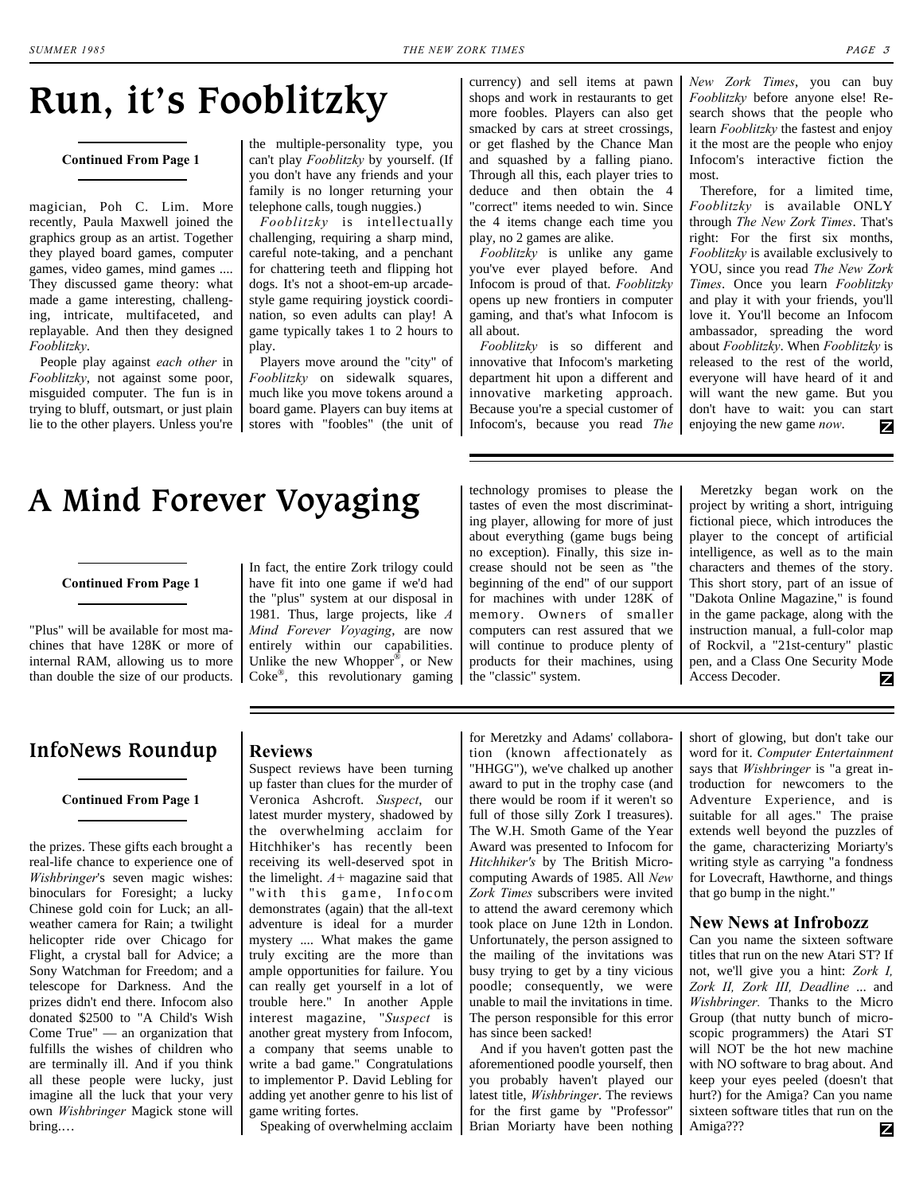# Run, it's Fooblitzky

**Continued From Page 1**

magician, Poh C. Lim. More recently, Paula Maxwell joined the graphics group as an artist. Together they played board games, computer games, video games, mind games .... They discussed game theory: what made a game interesting, challenging, intricate, multifaceted, and replayable. And then they designed *Fooblitzky*.

People play against *each other* in *Fooblitzky*, not against some poor, misguided computer. The fun is in trying to bluff, outsmart, or just plain lie to the other players. Unless you're the multiple-personality type, you can't play *Fooblitzky* by yourself. (If you don't have any friends and your family is no longer returning your telephone calls, tough nuggies.)

*Fooblitzky* is intellectually challenging, requiring a sharp mind, careful note-taking, and a penchant for chattering teeth and flipping hot dogs. It's not a shoot-em-up arcade-style game requiring joystick coordination, so even adults can play! A game typically takes 1 to 2 hours to play.

Players move around the "city" of *Fooblitzky* on sidewalk squares, much like you move tokens around a board game. Players can buy items at stores with "foobles" (the unit of currency) and sell items at pawn shops and work in restaurants to get more foobles. Players can also get smacked by cars at street crossings, or get flashed by the Chance Man and squashed by a falling piano. Through all this, each player tries to deduce and then obtain the 4 "correct" items needed to win. Since the 4 items change each time you play, no 2 games are alike.

*Fooblitzky* is unlike any game you've ever played before. And Infocom is proud of that. *Fooblitzky* opens up new frontiers in computer gaming, and that's what Infocom is all about.

*Fooblitzky* is so different and innovative that Infocom's marketing department hit upon a different and innovative marketing approach. Because you're a special customer of Infocom's, because you read *The New Zork Times*, you can buy *Fooblitzky* before anyone else! Research shows that the people who learn *Fooblitzky* the fastest and enjoy it the most are the people who enjoy Infocom's interactive fiction the most.

Therefore, for a limited time, *Fooblitzky* is available ONLY through *The New Zork Times*. That's right: For the first six months, *Fooblitzky* is available exclusively to YOU, since you read *The New Zork Times*. Once you learn *Fooblitzky* and play it with your friends, you'll love it. You'll become an Infocom ambassador, spreading the word about *Fooblitzky*. When *Fooblitzky* is released to the rest of the world, everyone will have heard of it and will want the new game. But you don't have to wait: you can start enjoying the new game *now*.

# A Mind Forever Voyaging

**Continued From Page 1**

"Plus" will be available for most machines that have 128K or more of internal RAM, allowing us to more than double the size of our products. In fact, the entire Zork trilogy could have fit into one game if we'd had the "plus" system at our disposal in 1981. Thus, large projects, like *A Mind Forever Voyaging*, are now entirely within our capabilities. Unlike the new Whopper®, or New Coke®, this revolutionary gaming technology promises to please the tastes of even the most discriminating player, allowing for more of just about everything (game bugs being no exception). Finally, this size increase should not be seen as "the beginning of the end" of our support for machines with under 128K of memory. Owners of smaller computers can rest assured that we will continue to produce plenty of products for their machines, using the "classic" system.

Meretzky began work on the project by writing a short, intriguing fictional piece, which introduces the player to the concept of artificial intelligence, as well as to the main characters and themes of the story. This short story, part of an issue of "Dakota Online Magazine," is found in the game package, along with the instruction manual, a full-color map of Rockvil, a "21st-century" plastic pen, and a Class One Security Mode Access Decoder.

# InfoNews Roundup

**Continued From Page 1**

the prizes. These gifts each brought a real-life chance to experience one of *Wishbringer*'s seven magic wishes: binoculars for Foresight; a lucky Chinese gold coin for Luck; an all-weather camera for Rain; a twilight helicopter ride over Chicago for Flight, a crystal ball for Advice; a Sony Watchman for Freedom; and a telescope for Darkness. And the prizes didn't end there. Infocom also donated $2500 to "A Child's Wish Come True" — an organization that fulfills the wishes of children who are terminally ill. And if you think all these people were lucky, just imagine all the luck that your very own *Wishbringer* Magick stone will bring.…

## Reviews

Suspect reviews have been turning up faster than clues for the murder of Veronica Ashcroft. *Suspect*, our latest murder mystery, shadowed by the overwhelming acclaim for Hitchhiker's has recently been receiving its well-deserved spot in the limelight. *A+* magazine said that "with this game, Infocom demonstrates (again) that the all-text adventure is ideal for a murder mystery .... What makes the game truly exciting are the more than ample opportunities for failure. You can really get yourself in a lot of trouble here." In another Apple interest magazine, "*Suspect* is another great mystery from Infocom, a company that seems unable to write a bad game." Congratulations to implementor P. David Lebling for adding yet another genre to his list of game writing fortes.

Speaking of overwhelming acclaim for Meretzky and Adams' collaboration (known affectionately as "HHGG"), we've chalked up another award to put in the trophy case (and there would be room if it weren't so full of those silly Zork I treasures). The W.H. Smoth Game of the Year Award was presented to Infocom for *Hitchhiker's* by The British Microcomputing Awards of 1985. All *New Zork Times* subscribers were invited to attend the award ceremony which took place on June 12th in London. Unfortunately, the person assigned to the mailing of the invitations was busy trying to get by a tiny vicious poodle; consequently, we were unable to mail the invitations in time. The person responsible for this error has since been sacked!

And if you haven't gotten past the aforementioned poodle yourself, then you probably haven't played our latest title, *Wishbringer*. The reviews for the first game by "Professor" Brian Moriarty have been nothing short of glowing, but don't take our word for it. *Computer Entertainment* says that *Wishbringer* is "a great introduction for newcomers to the Adventure Experience, and is suitable for all ages." The praise extends well beyond the puzzles of the game, characterizing Moriarty's writing style as carrying "a fondness for Lovecraft, Hawthorne, and things that go bump in the night."

## New News at Infrobozz

Can you name the sixteen software titles that run on the new Atari ST? If not, we'll give you a hint: *Zork I, Zork II, Zork III, Deadline* ... and *Wishbringer*. Thanks to the Micro Group (that nutty bunch of microscopic programmers) the Atari ST will NOT be the hot new machine with NO software to brag about. And keep your eyes peeled (doesn't that hurt?) for the Amiga? Can you name sixteen software titles that run on the Amiga???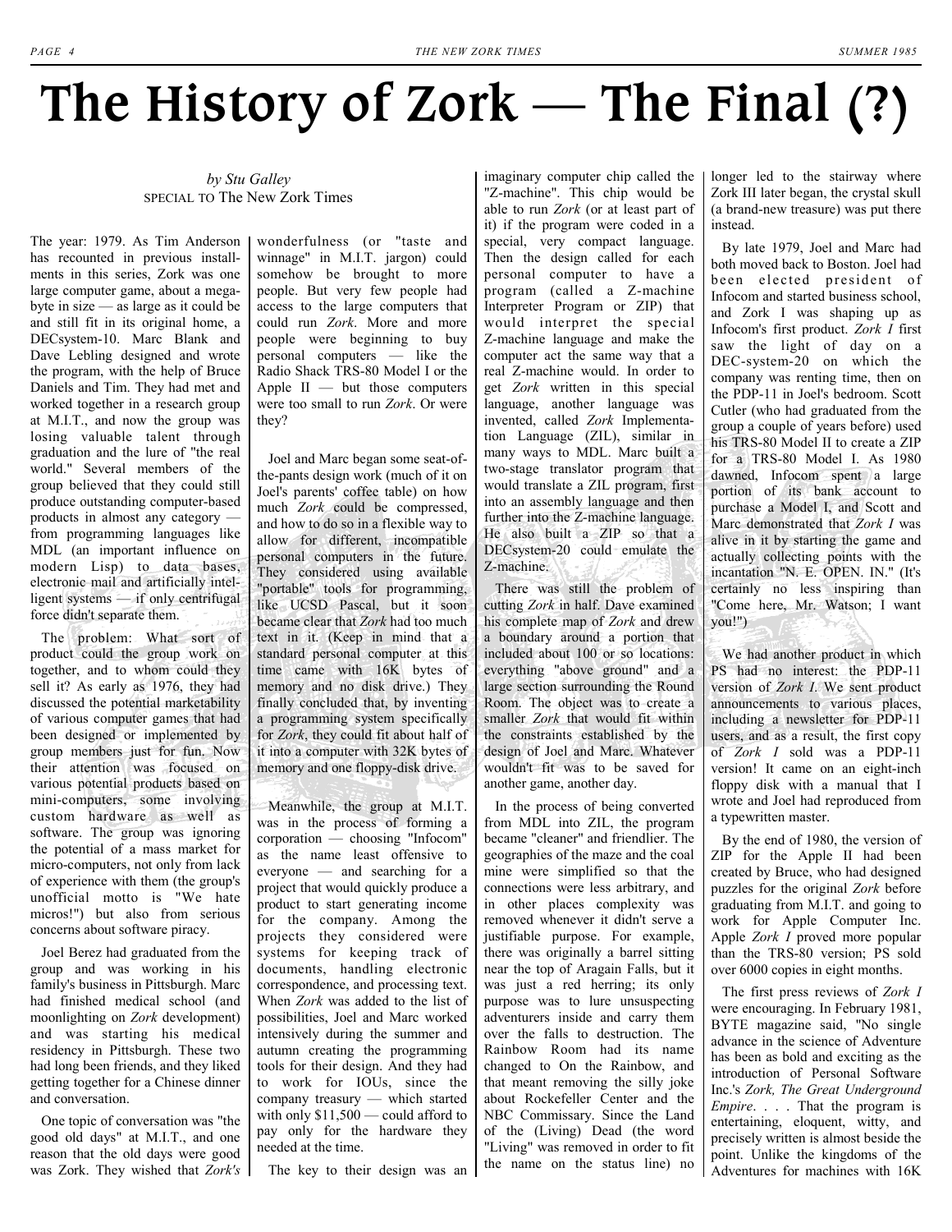# The History of Zork — The Final (?)

*by Stu Galley*
SPECIAL TO The New Zork Times

The year: 1979. As Tim Anderson has recounted in previous installments in this series, Zork was one large computer game, about a megabyte in size — as large as it could be and still fit in its original home, a DECsystem-10. Marc Blank and Dave Lebling designed and wrote the program, with the help of Bruce Daniels and Tim. They had met and worked together in a research group at M.I.T., and now the group was losing valuable talent through graduation and the lure of "the real world." Several members of the group believed that they could still produce outstanding computer-based products in almost any category — from programming languages like MDL (an important influence on modern Lisp) to data bases, electronic mail and artificial intelligent systems — if only centrifugal force didn't separate them.

The problem: What sort of product could the group work on together, and to whom could they sell it? As early as 1976, they had discussed the potential marketability of various computer games that had been designed or implemented by group members just for fun. Now their attention was focused on various potential products based on mini-computers, some involving custom hardware as well as software. The group was ignoring the potential of a mass market for micro-computers, not only from lack of experience with them (the group's unofficial motto is "We hate micros!") but also from serious concerns about software piracy.

Joel Berez had graduated from the group and was working in his family's business in Pittsburgh. Marc had finished medical school (and moonlighting on *Zork* development) and was starting his medical residency in Pittsburgh. These two had long been friends, and they liked getting together for a Chinese dinner and conversation.

One topic of conversation was "the good old days" at M.I.T., and one reason that the old days were good was Zork. They wished that *Zork's* wonderfulness (or "taste and winnage" in M.I.T. jargon) could somehow be brought to more people. But very few people had access to the large computers that could run *Zork*. More and more people were beginning to buy personal computers — like the Radio Shack TRS-80 Model I or the Apple II — but those computers were too small to run *Zork*. Or were they?

Joel and Marc began some seat-of-the-pants design work (much of it on Joel's parents' coffee table) on how much *Zork* could be compressed, and how to do so in a flexible way to allow for different, incompatible personal computers in the future. They considered using available "portable" tools for programming, like UCSD Pascal, but it soon became clear that *Zork* had too much text in it. (Keep in mind that a standard personal computer at this time came with 16K bytes of memory and no disk drive.) They finally concluded that, by inventing a programming system specifically for *Zork*, they could fit about half of it into a computer with 32K bytes of memory and only one floppy-disk drive.

Meanwhile, the group at M.I.T. was in the process of forming a corporation — choosing "Infocom" as the name least offensive to everyone — and searching for a project that would quickly produce a product to start generating income for the company. Among the projects they considered were systems for keeping track of documents, handling electronic correspondence, and processing text. When *Zork* was added to the list of possibilities, Joel and Marc worked intensively during the summer and autumn creating the programming tools for their design. And they had to work for IOUs, since the company treasury — which started with only $11,500 — could afford to pay only for the hardware they needed at the time.

The key to their design was an imaginary computer chip called the "Z-machine". This chip would be able to run *Zork* (or at least part of it) if the program were coded in a special, very compact language. Then the design called for each personal computer to have a program (called a Z-machine Interpreter Program or ZIP) that would interpret the special Z-machine language and make the computer act the same way that a real Z-machine would. In order to get *Zork* written in this special language, another language was invented, called *Zork* Implementation Language (ZIL), similar in many ways to MDL. Marc built a two-stage translator program that would translate a ZIL program, first into an assembly language and then further into the Z-machine language. He also built a ZIP so that a DECsystem-20 could emulate the Z-machine.

There was still the problem of cutting *Zork* in half. Dave examined his complete map of *Zork* and drew a boundary around a portion that included about 100 or so locations: everything "above ground" and a large section surrounding the Round Room. The object was to create a smaller *Zork* that would fit within the constraints established by the design of Joel and Marc. Whatever wouldn't fit was to be saved for another game, another day.

In the process of being converted from MDL into ZIL, the program became "cleaner" and friendlier. The geographies of the maze and the coal mine were simplified so that the connections were less arbitrary, and in other places complexity was removed whenever it didn't serve a justifiable purpose. For example, there was originally a barrel sitting near the top of Aragain Falls, but it was just a red herring; its only purpose was to lure unsuspecting adventurers inside and carry them over the falls to destruction. The Rainbow Room had its name changed to On the Rainbow, and that meant removing the silly joke about Rockefeller Center and the NBC Commissary. Since the Land of the (Living) Dead (the word "Living" was removed in order to fit the name on the status line) no longer led to the stairway where Zork III later began, the crystal skull (a brand-new treasure) was put there instead.

By late 1979, Joel and Marc had both moved back to Boston. Joel had been elected president of Infocom and started business school, and Zork I was shaping up as Infocom's first product. *Zork I* first saw the light of day on a DEC-system-20 on which the company was renting time, then on the PDP-11 in Joel's bedroom. Scott Cutler (who had graduated from the group a couple of years before) used his TRS-80 Model II to create a ZIP for a TRS-80 Model I. As 1980 dawned, Infocom spent a large portion of its bank account to purchase a Model I, and Scott and Marc demonstrated that *Zork I* was alive in it by starting the game and actually collecting points with the incantation "N. E. OPEN. IN." (It's certainly no less inspiring than "Come here, Mr. Watson; I want you!")

We had another product in which PS had no interest: the PDP-11 version of *Zork I*. We sent product announcements to various places, including a newsletter for PDP-11 users, and as a result, the first copy of *Zork I* sold was a PDP-11 version! It came on an eight-inch floppy disk with a manual that I wrote and Joel had reproduced from a typewritten master.

By the end of 1980, the version of ZIP for the Apple II had been created by Bruce, who had designed puzzles for the original *Zork* before graduating from M.I.T. and going to work for Apple Computer Inc. Apple *Zork I* proved more popular than the TRS-80 version; PS sold over 6000 copies in eight months.

The first press reviews of *Zork I* were encouraging. In February 1981, BYTE magazine said, "No single advance in the science of Adventure has been as bold and exciting as the introduction of Personal Software Inc.'s *Zork, The Great Underground Empire*. . . . That the program is entertaining, eloquent, witty, and precisely written is almost beside the point. Unlike the kingdoms of the Adventures for machines with 16K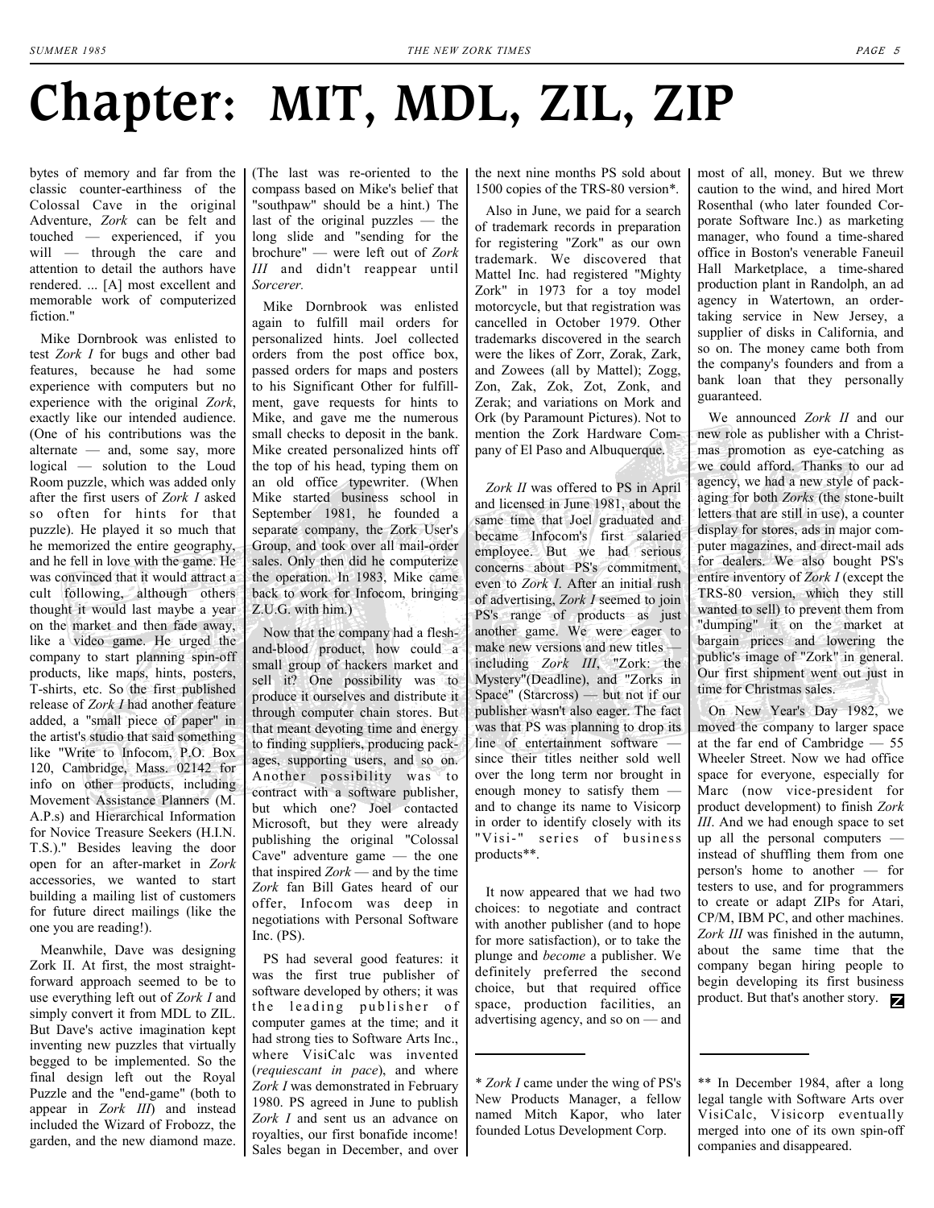# Chapter: MIT, MDL, ZIL, ZIP

bytes of memory and far from the classic counter-earthiness of the Colossal Cave in the original Adventure, *Zork* can be felt and touched — experienced, if you will — through the care and attention to detail the authors have rendered. ... [A] most excellent and memorable work of computerized fiction."

Mike Dornbrook was enlisted to test *Zork I* for bugs and other bad features, because he had some experience with computers but no experience with the original *Zork*, exactly like our intended audience. (One of his contributions was the alternate — and, some say, more logical — solution to the Loud Room puzzle, which was added only after the first users of *Zork I* asked so often for hints for that puzzle). He played it so much that he memorized the entire geography, and he fell in love with the game. He was convinced that it would attract a cult following, although others thought it would last maybe a year on the market and then fade away, like a video game. He urged the company to start planning spin-off products, like maps, hints, posters, T-shirts, etc. So the first published release of *Zork I* had another feature added, a "small piece of paper" in the artist's studio that said something like "Write to Infocom, P.O. Box 120, Cambridge, Mass. 02142 for info on other products, including Movement Assistance Planners (M. A.P.s) and Hierarchical Information for Novice Treasure Seekers (H.I.N. T.S.)." Besides leaving the door open for an after-market in *Zork* accessories, we wanted to start building a mailing list of customers for future direct mailings (like the one you are reading!).

Meanwhile, Dave was designing Zork II. At first, the most straightforward approach seemed to be to use everything left out of *Zork I* and simply convert it from MDL to ZIL. But Dave's active imagination kept inventing new puzzles that virtually begged to be implemented. So the final design left out the Royal Puzzle and the "end-game" (both to appear in *Zork III*) and instead included the Wizard of Frobozz, the garden, and the new diamond maze. (The last was re-oriented to the compass based on Mike's belief that "southpaw" should be a hint.) The last of the original puzzles — the long slide and "sending for the brochure" — were left out of *Zork III* and didn't reappear until *Sorcerer.*

Mike Dornbrook was enlisted again to fulfill mail orders for personalized hints. Joel collected orders from the post office box, passed orders for maps and posters to his Significant Other for fulfillment, gave requests for hints to Mike, and gave me the numerous small checks to deposit in the bank. Mike created personalized hints off the top of his head, typing them on an old office typewriter. (When Mike started business school in September 1981, he founded a separate company, the Zork User's Group, and took over all mail-order sales. Only then did he computerize the operation. In 1983, Mike came back to work for Infocom, bringing Z.U.G. with him.)

Now that the company had a flesh-and-blood product, how could a small group of hackers market and sell it? One possibility was to produce it ourselves and distribute it through computer chain stores. But that meant devoting time and energy to finding suppliers, producing packages, supporting users, and so on. Another possibility was to contract with a software publisher, but which one? Joel contacted Microsoft, but they were already publishing the original "Colossal Cave" adventure game — the one that inspired *Zork* — and by the time *Zork* fan Bill Gates heard of our offer, Infocom was deep in negotiations with Personal Software Inc. (PS).

PS had several good features: it was the first true publisher of software developed by others; it was the leading publisher of computer games at the time; and it had strong ties to Software Arts Inc., where VisiCalc was invented (*requiescant in pace*), and where *Zork I* was demonstrated in February 1980. PS agreed in June to publish *Zork I* and sent us an advance on royalties, our first bonafide income! Sales began in December, and over the next nine months PS sold about 1500 copies of the TRS-80 version*.

Also in June, we paid for a search of trademark records in preparation for registering "Zork" as our own trademark. We discovered that Mattel Inc. had registered "Mighty Zork" in 1973 for a toy model motorcycle, but that registration was cancelled in October 1979. Other trademarks discovered in the search were the likes of Zorr, Zorak, Zark, and Zowees (all by Mattel); Zogg, Zon, Zak, Zok, Zot, Zonk, and Zerak; and variations on Mork and Ork (by Paramount Pictures). Not to mention the Zork Hardware Company of El Paso and Albuquerque.

*Zork II* was offered to PS in April and licensed in June 1981, about the same time that Joel graduated and became Infocom's first salaried employee. But we had serious concerns about PS's commitment, even to *Zork I*. After an initial rush of advertising, *Zork I* seemed to join PS's range of products as just another game. We were eager to make new versions and new titles — including *Zork III*, "Zork: the Mystery"(Deadline), and "Zorks in Space" (Starcross) — but not if our publisher wasn't also eager. The fact was that PS was planning to drop its line of entertainment software — since their titles neither sold well over the long term nor brought in enough money to satisfy them — and to change its name to Visicorp in order to identify closely with its "Visi-" series of business products**.

It now appeared that we had two choices: to negotiate and contract with another publisher (and to hope for more satisfaction), or to take the plunge and *become* a publisher. We definitely preferred the second choice, but that required office space, production facilities, an advertising agency, and so on — and most of all, money. But we threw caution to the wind, and hired Mort Rosenthal (who later founded Corporate Software Inc.) as marketing manager, who found a time-shared office in Boston's venerable Faneuil Hall Marketplace, a time-shared production plant in Randolph, an ad agency in Watertown, an order-taking service in New Jersey, a supplier of disks in California, and so on. The money came both from the company's founders and from a bank loan that they personally guaranteed.

We announced *Zork II* and our new role as publisher with a Christmas promotion as eye-catching as we could afford. Thanks to our ad agency, we had a new style of packaging for both *Zorks* (the stone-built letters that are still in use), a counter display for stores, ads in major computer magazines, and direct-mail ads for dealers. We also bought PS's entire inventory of *Zork I* (except the TRS-80 version, which they still wanted to sell) to prevent them from "dumping" it on the market at bargain prices and lowering the public's image of "Zork" in general. Our first shipment went out just in time for Christmas sales.

On New Year's Day 1982, we moved the company to larger space at the far end of Cambridge — 55 Wheeler Street. Now we had office space for everyone, especially for Marc (now vice-president for product development) to finish *Zork III*. And we had enough space to set up all the personal computers — instead of shuffling them from one person's home to another — for testers to use, and for programmers to create or adapt ZIPs for Atari, CP/M, IBM PC, and other machines. *Zork III* was finished in the autumn, about the same time that the company began hiring people to begin developing its first business product. But that's another story.

---

\* *Zork I* came under the wing of PS's New Products Manager, a fellow named Mitch Kapor, who later founded Lotus Development Corp.

** In December 1984, after a long legal tangle with Software Arts over VisiCalc, Visicorp eventually merged into one of its own spin-off companies and disappeared.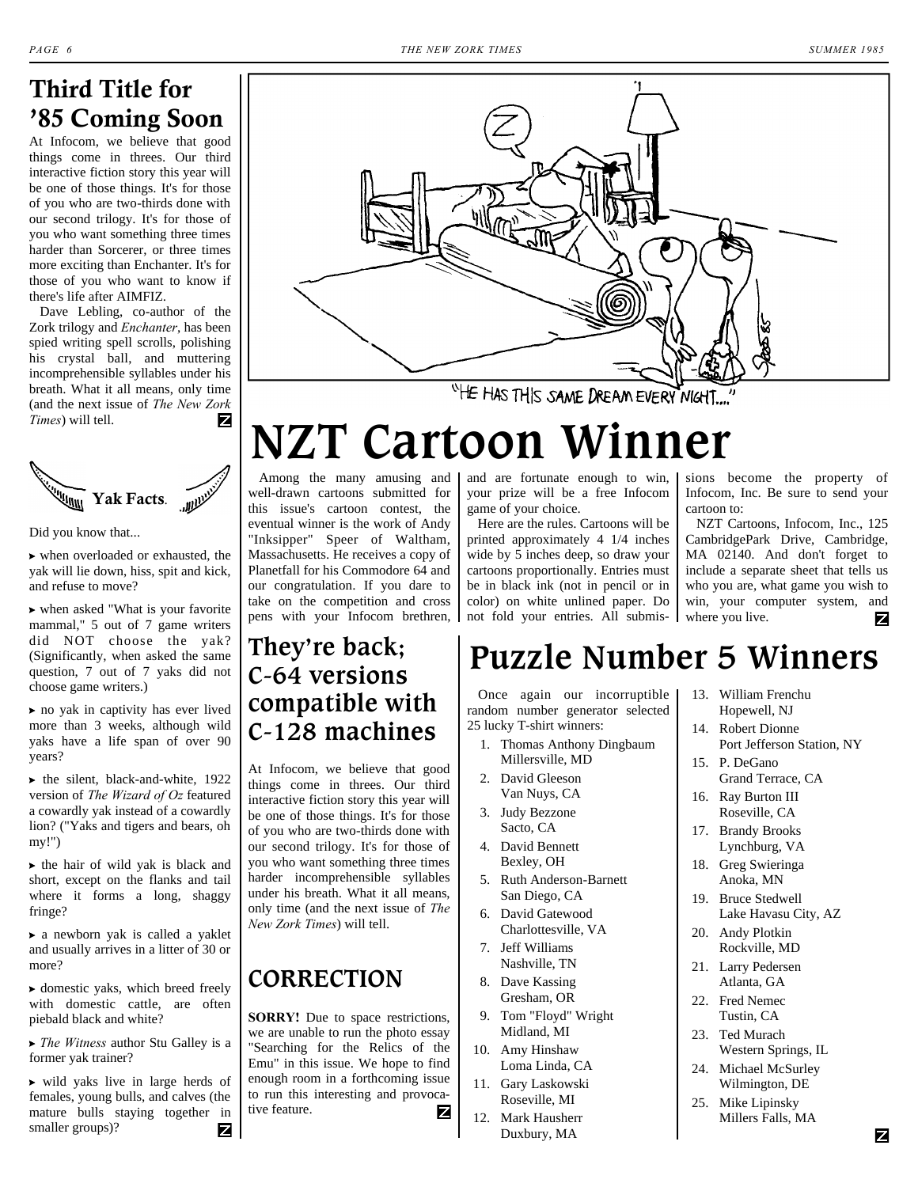## Third Title for '85 Coming Soon

At Infocom, we believe that good things come in threes. Our third interactive fiction story this year will be one of those things. It's for those of you who are two-thirds done with our second trilogy. It's for those of you who want something three times harder than Sorcerer, or three times more exciting than Enchanter. It's for those of you who want to know if there's life after AIMFIZ.

Dave Lebling, co-author of the Zork trilogy and *Enchanter*, has been spied writing spell scrolls, polishing his crystal ball, and muttering incomprehensible syllables under his breath. What it all means, only time (and the next issue of *The New Zork Times*) will tell.

### Yak Facts.

Did you know that...

- when overloaded or exhausted, the yak will lie down, hiss, spit and kick, and refuse to move?
- when asked "What is your favorite mammal," 5 out of 7 game writers did NOT choose the yak? (Significantly, when asked the same question, 7 out of 7 yaks did not choose game writers.)
- no yak in captivity has ever lived more than 3 weeks, although wild yaks have a life span of over 90 years?
- the silent, black-and-white, 1922 version of *The Wizard of Oz* featured a cowardly yak instead of a cowardly lion? ("Yaks and tigers and bears, oh my!")
- the hair of wild yak is black and short, except on the flanks and tail where it forms a long, shaggy fringe?
- a newborn yak is called a yaklet and usually arrives in a litter of 30 or more?
- domestic yaks, which breed freely with domestic cattle, are often piebald black and white?
- *The Witness* author Stu Galley is a former yak trainer?
- wild yaks live in large herds of females, young bulls, and calves (the mature bulls staying together in smaller groups)?

"HE HAS THIS SAME DREAM EVERY NIGHT...."

# NZT Cartoon Winner

Among the many amusing and well-drawn cartoons submitted for this issue's cartoon contest, the eventual winner is the work of Andy "Inksipper" Speer of Waltham, Massachusetts. He receives a copy of Planetfall for his Commodore 64 and our congratulation. If you dare to take on the competition and cross pens with your Infocom brethren, and are fortunate enough to win, your prize will be a free Infocom game of your choice.

Here are the rules. Cartoons will be printed approximately 4 1/4 inches wide by 5 inches deep, so draw your cartoons proportionally. Entries must be in black ink (not in pencil or in color) on white unlined paper. Do not fold your entries. All submissions become the property of Infocom, Inc. Be sure to send your cartoon to:

NZT Cartoons, Infocom, Inc., 125 CambridgePark Drive, Cambridge, MA 02140. And don't forget to include a separate sheet that tells us who you are, what game you wish to win, your computer system, and where you live.

## They're back; C-64 versions compatible with C-128 machines

At Infocom, we believe that good things come in threes. Our third interactive fiction story this year will be one of those things. It's for those of you who are two-thirds done with our second trilogy. It's for those of you who want something three times harder incomprehensible syllables under his breath. What it all means, only time (and the next issue of *The New Zork Times*) will tell.

## CORRECTION

**SORRY!** Due to space restrictions, we are unable to run the photo essay "Searching for the Relics of the Emu" in this issue. We hope to find enough room in a forthcoming issue to run this interesting and provocative feature.

## Puzzle Number 5 Winners

Once again our incorruptible random number generator selected 25 lucky T-shirt winners:

1. Thomas Anthony Dingbaum, Millersville, MD
2. David Gleeson, Van Nuys, CA
3. Judy Bezzone, Sacto, CA
4. David Bennett, Bexley, OH
5. Ruth Anderson-Barnett, San Diego, CA
6. David Gatewood, Charlottesville, VA
7. Jeff Williams, Nashville, TN
8. Dave Kassing, Gresham, OR
9. Tom "Floyd" Wright, Midland, MI
10. Amy Hinshaw, Loma Linda, CA
11. Gary Laskowski, Roseville, MI
12. Mark Hausherr, Duxbury, MA
13. William Frenchu, Hopewell, NJ
14. Robert Dionne, Port Jefferson Station, NY
15. P. DeGano, Grand Terrace, CA
16. Ray Burton III, Roseville, CA
17. Brandy Brooks, Lynchburg, VA
18. Greg Swieringa, Anoka, MN
19. Bruce Stedwell, Lake Havasu City, AZ
20. Andy Plotkin, Rockville, MD
21. Larry Pedersen, Atlanta, GA
22. Fred Nemec, Tustin, CA
23. Ted Murach, Western Springs, IL
24. Michael McSurley, Wilmington, DE
25. Mike Lipinsky, Millers Falls, MA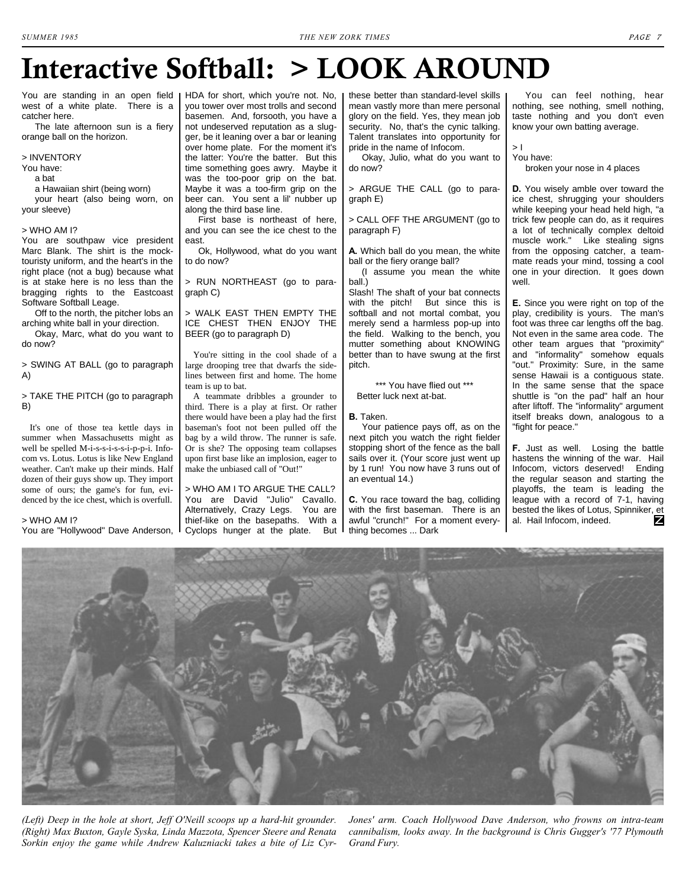# Interactive Softball: > LOOK AROUND

You are standing in an open field west of a white plate. There is a catcher here.

The late afternoon sun is a fiery orange ball on the horizon.

> INVENTORY
You have:
a bat
a Hawaiian shirt (being worn)
your heart (also being worn, on your sleeve)

> WHO AM I?
You are southpaw vice president Marc Blank. The shirt is the mock-touristy uniform, and the heart's in the right place (not a bug) because what is at stake here is no less than the bragging rights to the Eastcoast Software Softball Leage.

Off to the north, the pitcher lobs an arching white ball in your direction.

Okay, Marc, what do you want to do now?

> SWING AT BALL (go to paragraph A)

> TAKE THE PITCH (go to paragraph B)

It's one of those tea kettle days in summer when Massachusetts might as well be spelled M-i-s-s-i-s-s-i-p-p-i. Infocom vs. Lotus. Lotus is like New England weather. Can't make up their minds. Half dozen of their guys show up. They import some of ours; the game's for fun, evidenced by the ice chest, which is overfull.

> WHO AM I?
You are "Hollywood" Dave Anderson, HDA for short, which you're not. No, you tower over most trolls and second basemen. And, forsooth, you have a not undeserved reputation as a slugger, be it leaning over a bar or leaning over home plate. For the moment it's the latter: You're the batter. But this time something goes awry. Maybe it was the too-poor grip on the bat. Maybe it was a too-firm grip on the beer can. You sent a lil' nubber up along the third base line.

First base is northeast of here, and you can see the ice chest to the east.

Ok, Hollywood, what do you want to do now?

> RUN NORTHEAST (go to paragraph C)

> WALK EAST THEN EMPTY THE ICE CHEST THEN ENJOY THE BEER (go to paragraph D)

You're sitting in the cool shade of a large drooping tree that dwarfs the sidelines between first and home. The home team is up to bat.

A teammate dribbles a grounder to third. There is a play at first. Or rather there would have been a play had the first baseman's foot not been pulled off the bag by a wild throw. The runner is safe. Or is she? The opposing team collapses upon first base like an implosion, eager to make the unbiased call of "Out!"

> WHO AM I TO ARGUE THE CALL?
You are David "Julio" Cavallo. Alternatively, Crazy Legs. You are thief-like on the basepaths. With a Cyclops hunger at the plate. But these better than standard-level skills mean vastly more than mere personal glory on the field. Yes, they mean job security. No, that's the cynic talking. Talent translates into opportunity for pride in the name of Infocom.

Okay, Julio, what do you want to do now?

> ARGUE THE CALL (go to paragraph E)

> CALL OFF THE ARGUMENT (go to paragraph F)

**A.** Which ball do you mean, the white ball or the fiery orange ball?

(I assume you mean the white ball.)

Slash! The shaft of your bat connects with the pitch! But since this is softball and not mortal combat, you merely send a harmless pop-up into the field. Walking to the bench, you mutter something about KNOWING better than to have swung at the first pitch.

\*\*\* You have flied out \*\*\*
Better luck next at-bat.

**B.** Taken.

Your patience pays off, as on the next pitch you watch the right fielder stopping short of the fence as the ball sails over it. (Your score just went up by 1 run! You now have 3 runs out of an eventual 14.)

**C.** You race toward the bag, colliding with the first baseman. There is an awful "crunch!" For a moment everything becomes ... Dark

You can feel nothing, hear nothing, see nothing, smell nothing, taste nothing and you don't even know your own batting average.

> I
You have:
broken your nose in 4 places

**D.** You wisely amble over toward the ice chest, shrugging your shoulders while keeping your head held high, "a trick few people can do, as it requires a lot of technically complex deltoid muscle work." Like stealing signs from the opposing catcher, a teammate reads your mind, tossing a cool one in your direction. It goes down well.

**E.** Since you were right on top of the play, credibility is yours. The man's foot was three car lengths off the bag. Not even in the same area code. The other team argues that "proximity" and "informality" somehow equals "out." Proximity: Sure, in the same sense Hawaii is a contiguous state. In the same sense that the space shuttle is "on the pad" half an hour after liftoff. The "informality" argument itself breaks down, analogous to a "fight for peace."

**F.** Just as well. Losing the battle hastens the winning of the war. Hail Infocom, victors deserved! Ending the regular season and starting the playoffs, the team is leading the league with a record of 7-1, having bested the likes of Lotus, Spinniker, et al. Hail Infocom, indeed.

*(Left) Deep in the hole at short, Jeff O'Neill scoops up a hard-hit grounder. (Right) Max Buxton, Gayle Syska, Linda Mazzota, Spencer Steere and Renata Sorkin enjoy the game while Andrew Kaluzniacki takes a bite of Liz Cyr-Jones' arm. Coach Hollywood Dave Anderson, who frowns on intra-team cannibalism, looks away. In the background is Chris Gugger's '77 Plymouth Grand Fury.*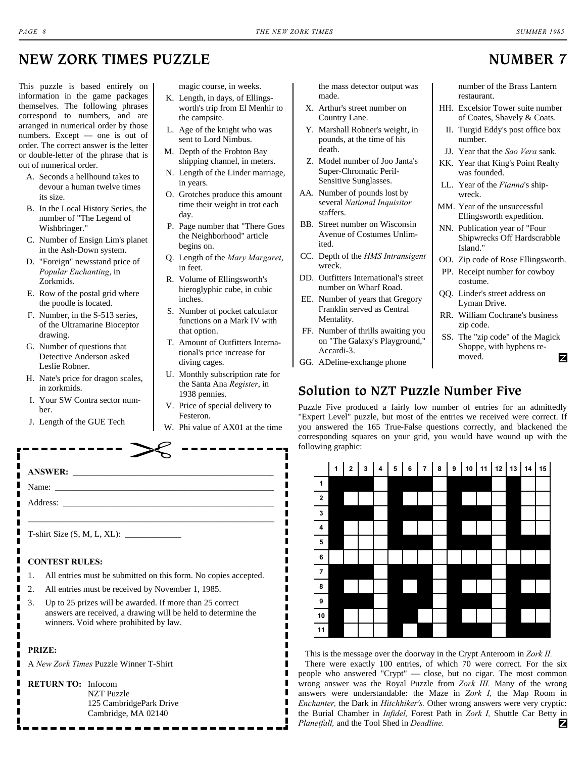## NEW ZORK TIMES PUZZLE NUMBER 7

This puzzle is based entirely on information in the game packages themselves. The following phrases correspond to numbers, and are arranged in numerical order by those numbers. Except — one is out of order. The correct answer is the letter or double-letter of the phrase that is out of numerical order.

- A. Seconds a hellhound takes to devour a human twelve times its size.
- B. In the Local History Series, the number of "The Legend of Wishbringer."
- C. Number of Ensign Lim's planet in the Ash-Down system.
- D. "Foreign" newsstand price of *Popular Enchanting*, in Zorkmids.
- E. Row of the postal grid where the poodle is located.
- F. Number, in the S-513 series, of the Ultramarine Bioceptor drawing.
- G. Number of questions that Detective Anderson asked Leslie Robner.
- H. Nate's price for dragon scales, in zorkmids.
- I. Your SW Contra sector number.
- J. Length of the GUE Tech magic course, in weeks.
- K. Length, in days, of Ellingsworth's trip from El Menhir to the campsite.
- L. Age of the knight who was sent to Lord Nimbus.
- M. Depth of the Frobton Bay shipping channel, in meters.
- N. Length of the Linder marriage, in years.
- O. Grotches produce this amount time their weight in trot each day.
- P. Page number that "There Goes the Neighborhood" article begins on.
- Q. Length of the *Mary Margaret*, in feet.
- R. Volume of Ellingsworth's hieroglyphic cube, in cubic inches.
- S. Number of pocket calculator functions on a Mark IV with that option.
- T. Amount of Outfitters International's price increase for diving cages.
- U. Monthly subscription rate for the Santa Ana *Register*, in 1938 pennies.
- V. Price of special delivery to Festeron.
- W. Phi value of AX01 at the time the mass detector output was made.
- X. Arthur's street number on Country Lane.
- Y. Marshall Robner's weight, in pounds, at the time of his death.
- Z. Model number of Joo Janta's Super-Chromatic Peril-Sensitive Sunglasses.
- AA. Number of pounds lost by several *National Inquisitor* staffers.
- BB. Street number on Wisconsin Avenue of Costumes Unlimited.
- CC. Depth of the *HMS Intransigent* wreck.
- DD. Outfitters International's street number on Wharf Road.
- EE. Number of years that Gregory Franklin served as Central Mentality.
- FF. Number of thrills awaiting you on "The Galaxy's Playground," Accardi-3.
- GG. ADeline-exchange phone number of the Brass Lantern restaurant.
- HH. Excelsior Tower suite number of Coates, Shavely & Coats.
- II. Turgid Eddy's post office box number.
- JJ. Year that the *Sao Vera* sank.
- KK. Year that King's Point Realty was founded.
- LL. Year of the *Fianna*'s shipwreck.
- MM. Year of the unsuccessful Ellingsworth expedition.
- NN. Publication year of "Four Shipwrecks Off Hardscrabble Island."
- OO. Zip code of Rose Ellingsworth.
- PP. Receipt number for cowboy costume.
- QQ. Linder's street address on Lyman Drive.
- RR. William Cochrane's business zip code.
- SS. The "zip code" of the Magick Shoppe, with hyphens removed.

---

**ANSWER:** ______________________________

Name: ______________________________

Address: ______________________________

______________________________

T-shirt Size (S, M, L, XL): ____________

**CONTEST RULES:**

1. All entries must be submitted on this form. No copies accepted.
2. All entries must be received by November 1, 1985.
3. Up to 25 prizes will be awarded. If more than 25 correct answers are received, a drawing will be held to determine the winners. Void where prohibited by law.

**PRIZE:**

A *New Zork Times* Puzzle Winner T-Shirt

**RETURN TO:** Infocom
NZT Puzzle
125 CambridgePark Drive
Cambridge, MA 02140

---

## Solution to NZT Puzzle Number Five

Puzzle Five produced a fairly low number of entries for an admittedly "Expert Level" puzzle, but most of the entries we received were correct. If you answered the 165 True-False questions correctly, and blackened the corresponding squares on your grid, you would have wound up with the following graphic:

1 2 3 4 5 6 7 8 9 10 11 12 13 14 15

1 2 3 4 5 6 7 8 9 10 11

This is the message over the doorway in the Crypt Anteroom in *Zork II.*

There were exactly 100 entries, of which 70 were correct. For the six people who answered "Crypt" — close, but no cigar. The most common wrong answer was the Royal Puzzle from *Zork III.* Many of the wrong answers were understandable: the Maze in *Zork I,* the Map Room in *Enchanter,* the Dark in *Hitchhiker's.* Other wrong answers were very cryptic: the Burial Chamber in *Infidel,* Forest Path in *Zork I,* Shuttle Car Betty in *Planetfall,* and the Tool Shed in *Deadline.*